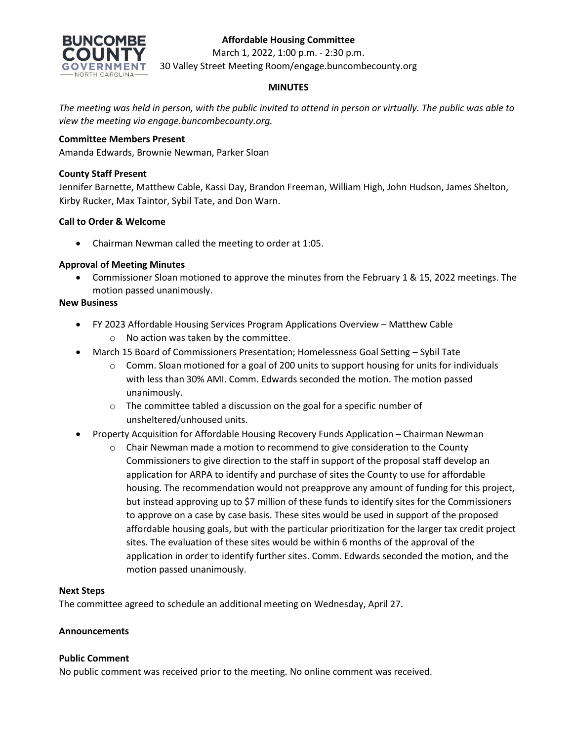**Affordable Housing Committee**
March 1, 2022, 1:00 p.m. - 2:30 p.m.
30 Valley Street Meeting Room/engage.buncombecounty.org

## MINUTES

*The meeting was held in person, with the public invited to attend in person or virtually. The public was able to view the meeting via engage.buncombecounty.org.*

**Committee Members Present**
Amanda Edwards, Brownie Newman, Parker Sloan

**County Staff Present**
Jennifer Barnette, Matthew Cable, Kassi Day, Brandon Freeman, William High, John Hudson, James Shelton, Kirby Rucker, Max Taintor, Sybil Tate, and Don Warn.

**Call to Order & Welcome**

- Chairman Newman called the meeting to order at 1:05.

**Approval of Meeting Minutes**

- Commissioner Sloan motioned to approve the minutes from the February 1 & 15, 2022 meetings. The motion passed unanimously.

**New Business**

- FY 2023 Affordable Housing Services Program Applications Overview – Matthew Cable
  - No action was taken by the committee.
- March 15 Board of Commissioners Presentation; Homelessness Goal Setting – Sybil Tate
  - Comm. Sloan motioned for a goal of 200 units to support housing for units for individuals with less than 30% AMI. Comm. Edwards seconded the motion. The motion passed unanimously.
  - The committee tabled a discussion on the goal for a specific number of unsheltered/unhoused units.
- Property Acquisition for Affordable Housing Recovery Funds Application – Chairman Newman
  - Chair Newman made a motion to recommend to give consideration to the County Commissioners to give direction to the staff in support of the proposal staff develop an application for ARPA to identify and purchase of sites the County to use for affordable housing. The recommendation would not preapprove any amount of funding for this project, but instead approving up to $7 million of these funds to identify sites for the Commissioners to approve on a case by case basis. These sites would be used in support of the proposed affordable housing goals, but with the particular prioritization for the larger tax credit project sites. The evaluation of these sites would be within 6 months of the approval of the application in order to identify further sites. Comm. Edwards seconded the motion, and the motion passed unanimously.

**Next Steps**
The committee agreed to schedule an additional meeting on Wednesday, April 27.

**Announcements**

**Public Comment**
No public comment was received prior to the meeting. No online comment was received.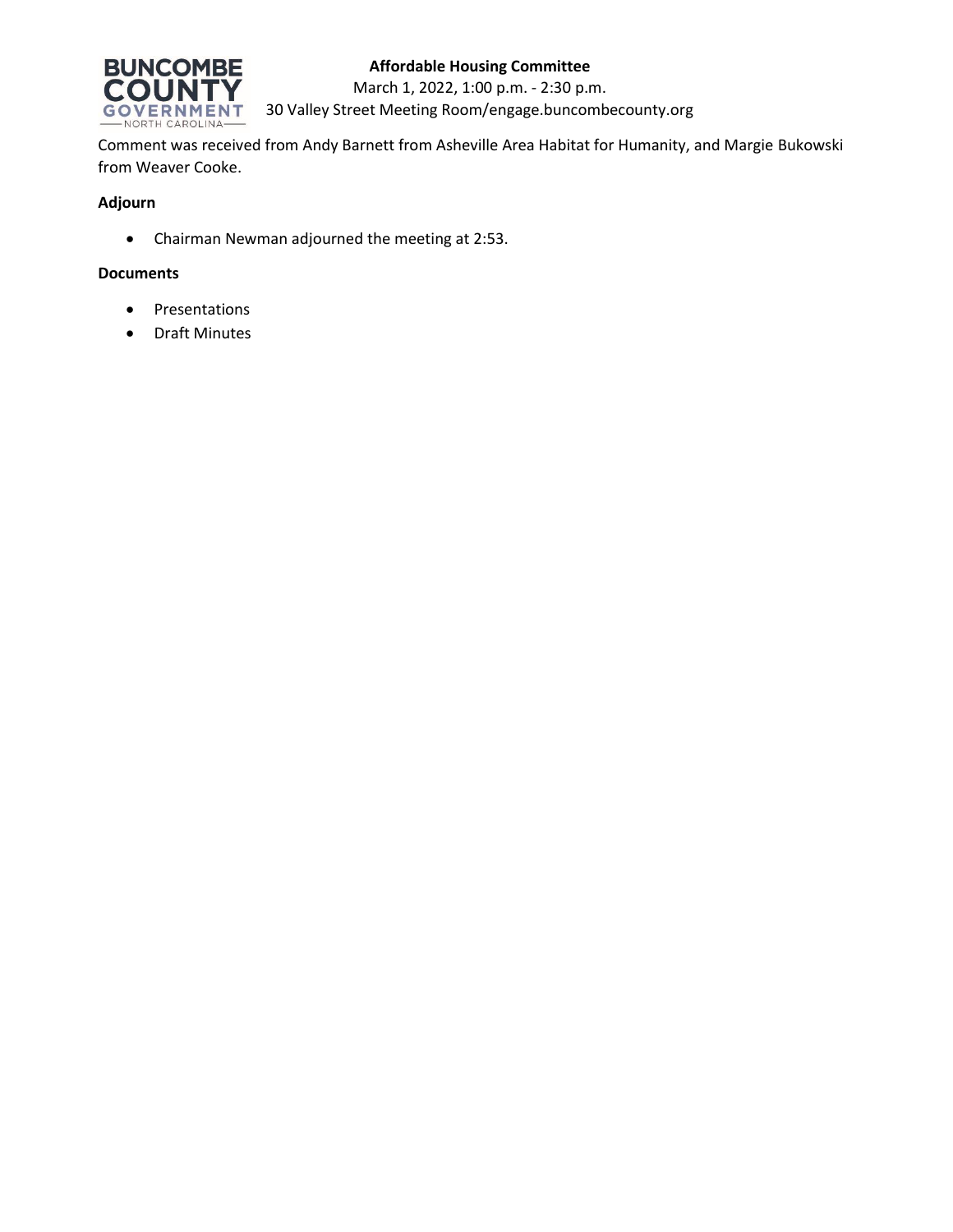Comment was received from Andy Barnett from Asheville Area Habitat for Humanity, and Margie Bukowski from Weaver Cooke.

**Adjourn**

- Chairman Newman adjourned the meeting at 2:53.

**Documents**

- Presentations
- Draft Minutes